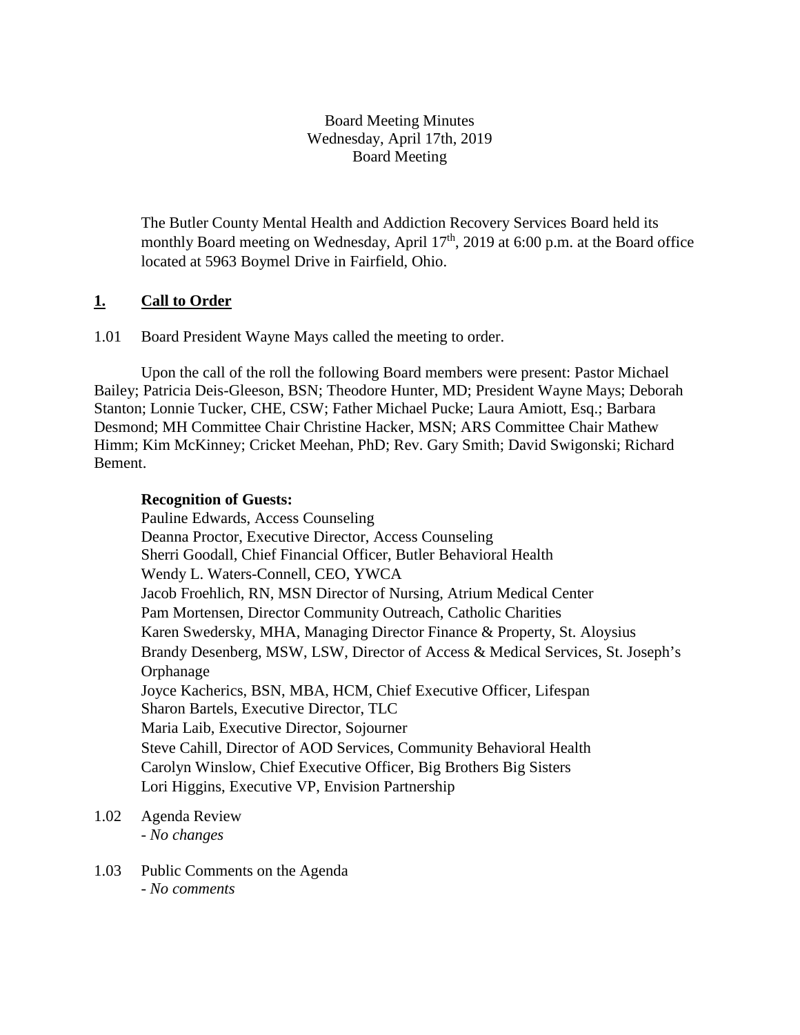Board Meeting Minutes
Wednesday, April 17th, 2019
Board Meeting

The Butler County Mental Health and Addiction Recovery Services Board held its monthly Board meeting on Wednesday, April 17th, 2019 at 6:00 p.m. at the Board office located at 5963 Boymel Drive in Fairfield, Ohio.

## **1. Call to Order**

1.01 Board President Wayne Mays called the meeting to order.

Upon the call of the roll the following Board members were present: Pastor Michael Bailey; Patricia Deis-Gleeson, BSN; Theodore Hunter, MD; President Wayne Mays; Deborah Stanton; Lonnie Tucker, CHE, CSW; Father Michael Pucke; Laura Amiott, Esq.; Barbara Desmond; MH Committee Chair Christine Hacker, MSN; ARS Committee Chair Mathew Himm; Kim McKinney; Cricket Meehan, PhD; Rev. Gary Smith; David Swigonski; Richard Bement.

**Recognition of Guests:**

Pauline Edwards, Access Counseling
Deanna Proctor, Executive Director, Access Counseling
Sherri Goodall, Chief Financial Officer, Butler Behavioral Health
Wendy L. Waters-Connell, CEO, YWCA
Jacob Froehlich, RN, MSN Director of Nursing, Atrium Medical Center
Pam Mortensen, Director Community Outreach, Catholic Charities
Karen Swedersky, MHA, Managing Director Finance & Property, St. Aloysius
Brandy Desenberg, MSW, LSW, Director of Access & Medical Services, St. Joseph's Orphanage
Joyce Kacherics, BSN, MBA, HCM, Chief Executive Officer, Lifespan
Sharon Bartels, Executive Director, TLC
Maria Laib, Executive Director, Sojourner
Steve Cahill, Director of AOD Services, Community Behavioral Health
Carolyn Winslow, Chief Executive Officer, Big Brothers Big Sisters
Lori Higgins, Executive VP, Envision Partnership

1.02 Agenda Review
- *No changes*

1.03 Public Comments on the Agenda
- *No comments*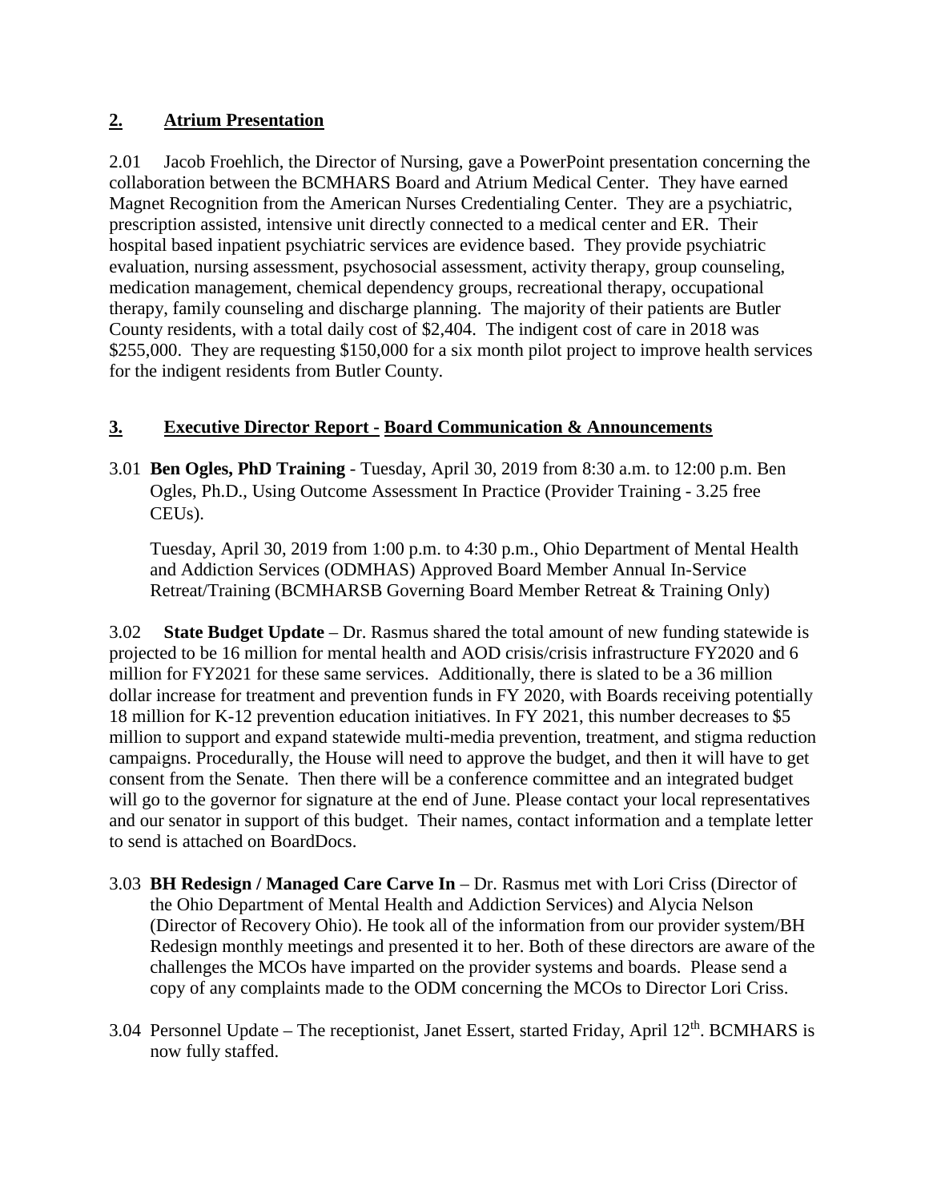## **2. Atrium Presentation**

2.01 Jacob Froehlich, the Director of Nursing, gave a PowerPoint presentation concerning the collaboration between the BCMHARS Board and Atrium Medical Center. They have earned Magnet Recognition from the American Nurses Credentialing Center. They are a psychiatric, prescription assisted, intensive unit directly connected to a medical center and ER. Their hospital based inpatient psychiatric services are evidence based. They provide psychiatric evaluation, nursing assessment, psychosocial assessment, activity therapy, group counseling, medication management, chemical dependency groups, recreational therapy, occupational therapy, family counseling and discharge planning. The majority of their patients are Butler County residents, with a total daily cost of $2,404. The indigent cost of care in 2018 was $255,000. They are requesting $150,000 for a six month pilot project to improve health services for the indigent residents from Butler County.

## **3. Executive Director Report - Board Communication & Announcements**

3.01 **Ben Ogles, PhD Training** - Tuesday, April 30, 2019 from 8:30 a.m. to 12:00 p.m. Ben Ogles, Ph.D., Using Outcome Assessment In Practice (Provider Training - 3.25 free CEUs).

Tuesday, April 30, 2019 from 1:00 p.m. to 4:30 p.m., Ohio Department of Mental Health and Addiction Services (ODMHAS) Approved Board Member Annual In-Service Retreat/Training (BCMHARSB Governing Board Member Retreat & Training Only)

3.02 **State Budget Update** – Dr. Rasmus shared the total amount of new funding statewide is projected to be 16 million for mental health and AOD crisis/crisis infrastructure FY2020 and 6 million for FY2021 for these same services. Additionally, there is slated to be a 36 million dollar increase for treatment and prevention funds in FY 2020, with Boards receiving potentially 18 million for K-12 prevention education initiatives. In FY 2021, this number decreases to $5 million to support and expand statewide multi-media prevention, treatment, and stigma reduction campaigns. Procedurally, the House will need to approve the budget, and then it will have to get consent from the Senate. Then there will be a conference committee and an integrated budget will go to the governor for signature at the end of June. Please contact your local representatives and our senator in support of this budget. Their names, contact information and a template letter to send is attached on BoardDocs.

3.03 **BH Redesign / Managed Care Carve In** – Dr. Rasmus met with Lori Criss (Director of the Ohio Department of Mental Health and Addiction Services) and Alycia Nelson (Director of Recovery Ohio). He took all of the information from our provider system/BH Redesign monthly meetings and presented it to her. Both of these directors are aware of the challenges the MCOs have imparted on the provider systems and boards. Please send a copy of any complaints made to the ODM concerning the MCOs to Director Lori Criss.

3.04 Personnel Update – The receptionist, Janet Essert, started Friday, April 12th. BCMHARS is now fully staffed.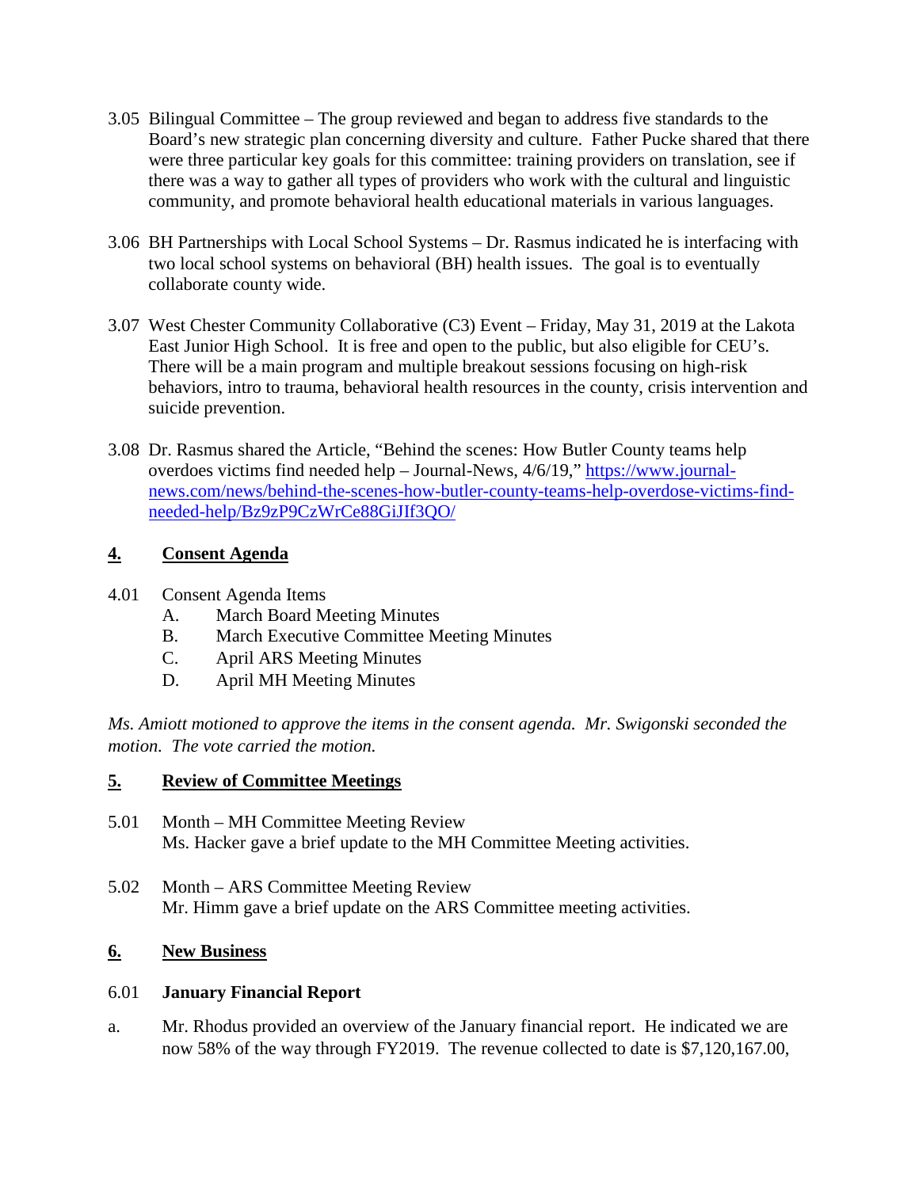3.05 Bilingual Committee – The group reviewed and began to address five standards to the Board's new strategic plan concerning diversity and culture. Father Pucke shared that there were three particular key goals for this committee: training providers on translation, see if there was a way to gather all types of providers who work with the cultural and linguistic community, and promote behavioral health educational materials in various languages.

3.06 BH Partnerships with Local School Systems – Dr. Rasmus indicated he is interfacing with two local school systems on behavioral (BH) health issues. The goal is to eventually collaborate county wide.

3.07 West Chester Community Collaborative (C3) Event – Friday, May 31, 2019 at the Lakota East Junior High School. It is free and open to the public, but also eligible for CEU's. There will be a main program and multiple breakout sessions focusing on high-risk behaviors, intro to trauma, behavioral health resources in the county, crisis intervention and suicide prevention.

3.08 Dr. Rasmus shared the Article, "Behind the scenes: How Butler County teams help overdoes victims find needed help – Journal-News, 4/6/19," [https://www.journal-news.com/news/behind-the-scenes-how-butler-county-teams-help-overdose-victims-find-needed-help/Bz9zP9CzWrCe88GiJIf3QO/](https://www.journal-news.com/news/behind-the-scenes-how-butler-county-teams-help-overdose-victims-find-needed-help/Bz9zP9CzWrCe88GiJIf3QO/)

## 4. Consent Agenda

4.01 Consent Agenda Items

- A. March Board Meeting Minutes
- B. March Executive Committee Meeting Minutes
- C. April ARS Meeting Minutes
- D. April MH Meeting Minutes

*Ms. Amiott motioned to approve the items in the consent agenda. Mr. Swigonski seconded the motion. The vote carried the motion.*

## 5. Review of Committee Meetings

5.01 Month – MH Committee Meeting Review
Ms. Hacker gave a brief update to the MH Committee Meeting activities.

5.02 Month – ARS Committee Meeting Review
Mr. Himm gave a brief update on the ARS Committee meeting activities.

## 6. New Business

### 6.01 January Financial Report

a. Mr. Rhodus provided an overview of the January financial report. He indicated we are now 58% of the way through FY2019. The revenue collected to date is $7,120,167.00,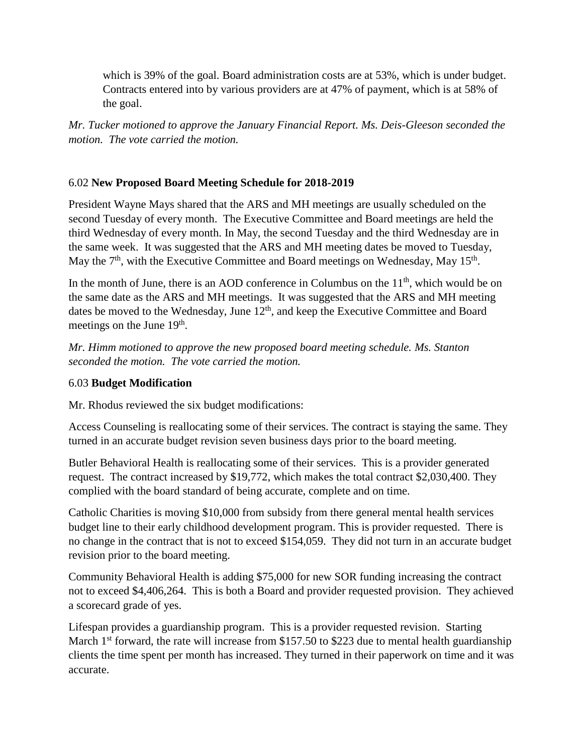which is 39% of the goal. Board administration costs are at 53%, which is under budget. Contracts entered into by various providers are at 47% of payment, which is at 58% of the goal.

*Mr. Tucker motioned to approve the January Financial Report. Ms. Deis-Gleeson seconded the motion. The vote carried the motion.*

6.02 **New Proposed Board Meeting Schedule for 2018-2019**

President Wayne Mays shared that the ARS and MH meetings are usually scheduled on the second Tuesday of every month. The Executive Committee and Board meetings are held the third Wednesday of every month. In May, the second Tuesday and the third Wednesday are in the same week. It was suggested that the ARS and MH meeting dates be moved to Tuesday, May the 7th, with the Executive Committee and Board meetings on Wednesday, May 15th.

In the month of June, there is an AOD conference in Columbus on the 11th, which would be on the same date as the ARS and MH meetings. It was suggested that the ARS and MH meeting dates be moved to the Wednesday, June 12th, and keep the Executive Committee and Board meetings on the June 19th.

*Mr. Himm motioned to approve the new proposed board meeting schedule. Ms. Stanton seconded the motion. The vote carried the motion.*

6.03 **Budget Modification**

Mr. Rhodus reviewed the six budget modifications:

Access Counseling is reallocating some of their services. The contract is staying the same. They turned in an accurate budget revision seven business days prior to the board meeting.

Butler Behavioral Health is reallocating some of their services. This is a provider generated request. The contract increased by $19,772, which makes the total contract $2,030,400. They complied with the board standard of being accurate, complete and on time.

Catholic Charities is moving $10,000 from subsidy from there general mental health services budget line to their early childhood development program. This is provider requested. There is no change in the contract that is not to exceed $154,059. They did not turn in an accurate budget revision prior to the board meeting.

Community Behavioral Health is adding $75,000 for new SOR funding increasing the contract not to exceed $4,406,264. This is both a Board and provider requested provision. They achieved a scorecard grade of yes.

Lifespan provides a guardianship program. This is a provider requested revision. Starting March 1st forward, the rate will increase from $157.50 to $223 due to mental health guardianship clients the time spent per month has increased. They turned in their paperwork on time and it was accurate.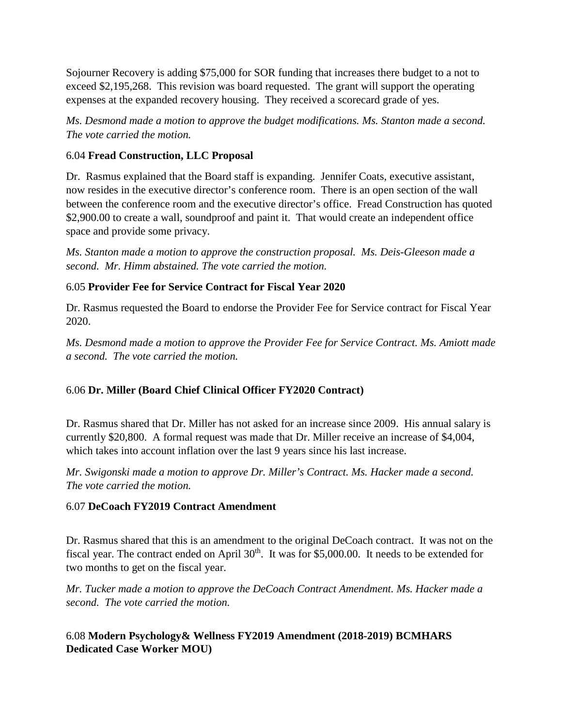Sojourner Recovery is adding $75,000 for SOR funding that increases there budget to a not to exceed $2,195,268. This revision was board requested. The grant will support the operating expenses at the expanded recovery housing. They received a scorecard grade of yes.

*Ms. Desmond made a motion to approve the budget modifications. Ms. Stanton made a second. The vote carried the motion.*

6.04 **Fread Construction, LLC Proposal**

Dr. Rasmus explained that the Board staff is expanding. Jennifer Coats, executive assistant, now resides in the executive director's conference room. There is an open section of the wall between the conference room and the executive director's office. Fread Construction has quoted $2,900.00 to create a wall, soundproof and paint it. That would create an independent office space and provide some privacy.

*Ms. Stanton made a motion to approve the construction proposal. Ms. Deis-Gleeson made a second. Mr. Himm abstained. The vote carried the motion.*

6.05 **Provider Fee for Service Contract for Fiscal Year 2020**

Dr. Rasmus requested the Board to endorse the Provider Fee for Service contract for Fiscal Year 2020.

*Ms. Desmond made a motion to approve the Provider Fee for Service Contract. Ms. Amiott made a second. The vote carried the motion.*

6.06 **Dr. Miller (Board Chief Clinical Officer FY2020 Contract)**

Dr. Rasmus shared that Dr. Miller has not asked for an increase since 2009. His annual salary is currently $20,800. A formal request was made that Dr. Miller receive an increase of $4,004, which takes into account inflation over the last 9 years since his last increase.

*Mr. Swigonski made a motion to approve Dr. Miller's Contract. Ms. Hacker made a second. The vote carried the motion.*

6.07 **DeCoach FY2019 Contract Amendment**

Dr. Rasmus shared that this is an amendment to the original DeCoach contract. It was not on the fiscal year. The contract ended on April 30th. It was for $5,000.00. It needs to be extended for two months to get on the fiscal year.

*Mr. Tucker made a motion to approve the DeCoach Contract Amendment. Ms. Hacker made a second. The vote carried the motion.*

6.08 **Modern Psychology& Wellness FY2019 Amendment (2018-2019) BCMHARS Dedicated Case Worker MOU)**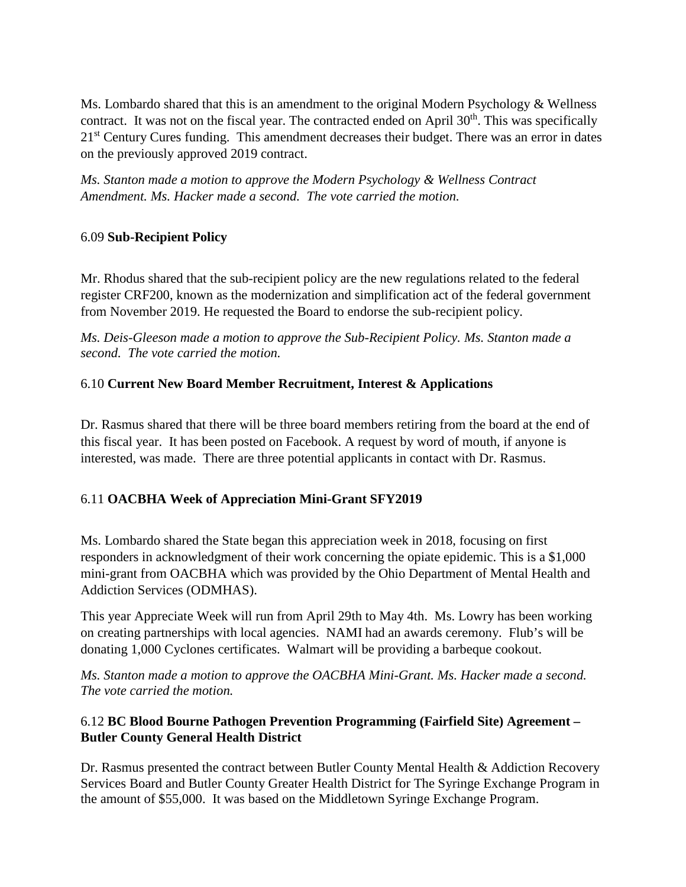Ms. Lombardo shared that this is an amendment to the original Modern Psychology & Wellness contract. It was not on the fiscal year. The contracted ended on April 30th. This was specifically 21st Century Cures funding. This amendment decreases their budget. There was an error in dates on the previously approved 2019 contract.

*Ms. Stanton made a motion to approve the Modern Psychology & Wellness Contract Amendment. Ms. Hacker made a second. The vote carried the motion.*

6.09 **Sub-Recipient Policy**

Mr. Rhodus shared that the sub-recipient policy are the new regulations related to the federal register CRF200, known as the modernization and simplification act of the federal government from November 2019. He requested the Board to endorse the sub-recipient policy.

*Ms. Deis-Gleeson made a motion to approve the Sub-Recipient Policy. Ms. Stanton made a second. The vote carried the motion.*

6.10 **Current New Board Member Recruitment, Interest & Applications**

Dr. Rasmus shared that there will be three board members retiring from the board at the end of this fiscal year. It has been posted on Facebook. A request by word of mouth, if anyone is interested, was made. There are three potential applicants in contact with Dr. Rasmus.

6.11 **OACBHA Week of Appreciation Mini-Grant SFY2019**

Ms. Lombardo shared the State began this appreciation week in 2018, focusing on first responders in acknowledgment of their work concerning the opiate epidemic. This is a $1,000 mini-grant from OACBHA which was provided by the Ohio Department of Mental Health and Addiction Services (ODMHAS).

This year Appreciate Week will run from April 29th to May 4th. Ms. Lowry has been working on creating partnerships with local agencies. NAMI had an awards ceremony. Flub's will be donating 1,000 Cyclones certificates. Walmart will be providing a barbeque cookout.

*Ms. Stanton made a motion to approve the OACBHA Mini-Grant. Ms. Hacker made a second. The vote carried the motion.*

6.12 **BC Blood Bourne Pathogen Prevention Programming (Fairfield Site) Agreement – Butler County General Health District**

Dr. Rasmus presented the contract between Butler County Mental Health & Addiction Recovery Services Board and Butler County Greater Health District for The Syringe Exchange Program in the amount of $55,000. It was based on the Middletown Syringe Exchange Program.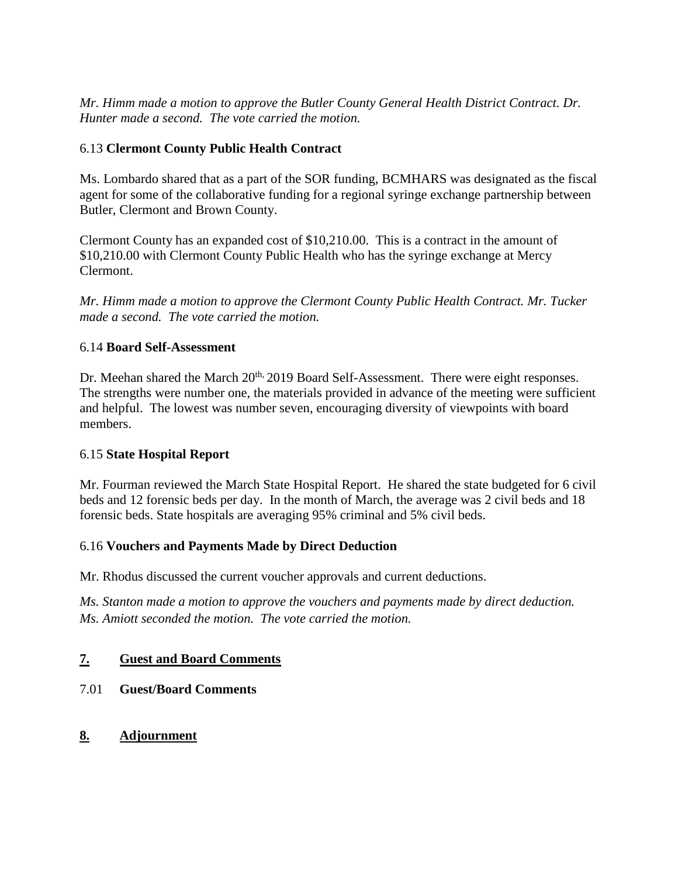*Mr. Himm made a motion to approve the Butler County General Health District Contract. Dr. Hunter made a second. The vote carried the motion.*

6.13 **Clermont County Public Health Contract**

Ms. Lombardo shared that as a part of the SOR funding, BCMHARS was designated as the fiscal agent for some of the collaborative funding for a regional syringe exchange partnership between Butler, Clermont and Brown County.

Clermont County has an expanded cost of $10,210.00. This is a contract in the amount of $10,210.00 with Clermont County Public Health who has the syringe exchange at Mercy Clermont.

*Mr. Himm made a motion to approve the Clermont County Public Health Contract. Mr. Tucker made a second. The vote carried the motion.*

6.14 **Board Self-Assessment**

Dr. Meehan shared the March 20th, 2019 Board Self-Assessment. There were eight responses. The strengths were number one, the materials provided in advance of the meeting were sufficient and helpful. The lowest was number seven, encouraging diversity of viewpoints with board members.

6.15 **State Hospital Report**

Mr. Fourman reviewed the March State Hospital Report. He shared the state budgeted for 6 civil beds and 12 forensic beds per day. In the month of March, the average was 2 civil beds and 18 forensic beds. State hospitals are averaging 95% criminal and 5% civil beds.

6.16 **Vouchers and Payments Made by Direct Deduction**

Mr. Rhodus discussed the current voucher approvals and current deductions.

*Ms. Stanton made a motion to approve the vouchers and payments made by direct deduction. Ms. Amiott seconded the motion. The vote carried the motion.*

## 7. Guest and Board Comments

7.01 **Guest/Board Comments**

## 8. Adjournment